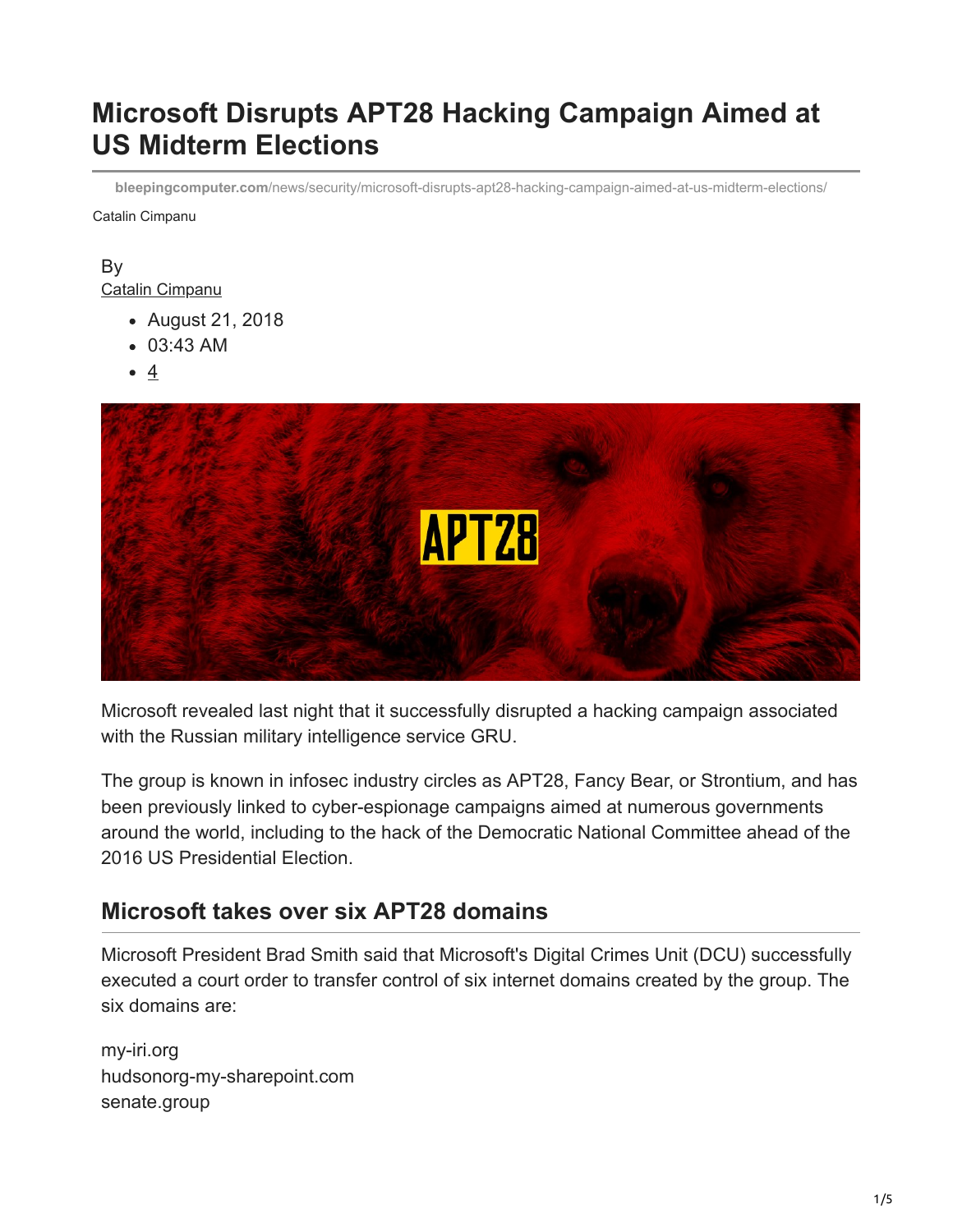# Microsoft Disrupts APT28 Hacking Campaign Aimed at US Midterm Elections

bleepingcomputer.com/news/security/microsoft-disrupts-apt28-hacking-campaign-aimed-at-us-midterm-elections/

Catalin Cimpanu

By
Catalin Cimpanu

- August 21, 2018
- 03:43 AM
- 4

Microsoft revealed last night that it successfully disrupted a hacking campaign associated with the Russian military intelligence service GRU.

The group is known in infosec industry circles as APT28, Fancy Bear, or Strontium, and has been previously linked to cyber-espionage campaigns aimed at numerous governments around the world, including to the hack of the Democratic National Committee ahead of the 2016 US Presidential Election.

## Microsoft takes over six APT28 domains

Microsoft President Brad Smith said that Microsoft's Digital Crimes Unit (DCU) successfully executed a court order to transfer control of six internet domains created by the group. The six domains are:

my-iri.org
hudsonorg-my-sharepoint.com
senate.group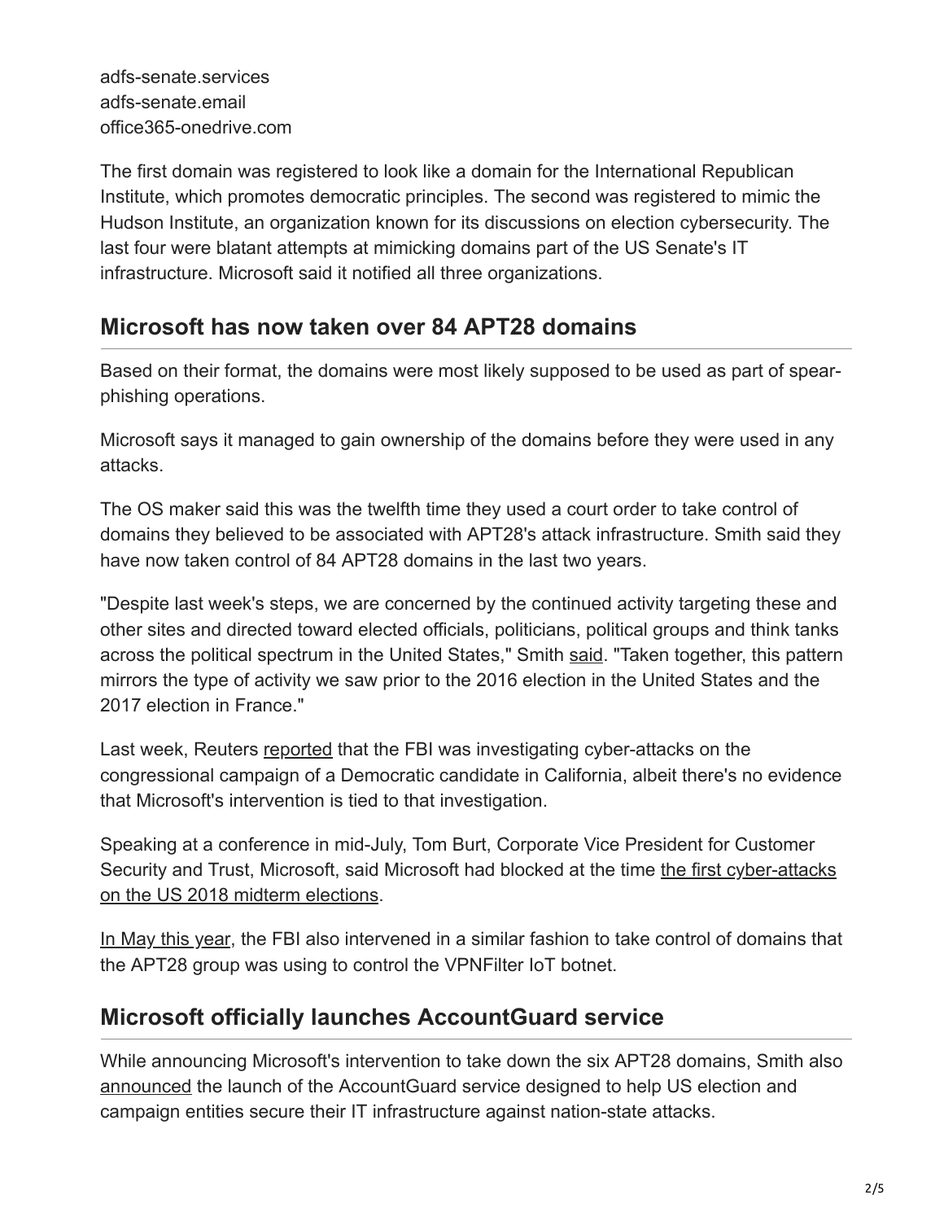adfs-senate.services
adfs-senate.email
office365-onedrive.com

The first domain was registered to look like a domain for the International Republican Institute, which promotes democratic principles. The second was registered to mimic the Hudson Institute, an organization known for its discussions on election cybersecurity. The last four were blatant attempts at mimicking domains part of the US Senate's IT infrastructure. Microsoft said it notified all three organizations.

## Microsoft has now taken over 84 APT28 domains

Based on their format, the domains were most likely supposed to be used as part of spear-phishing operations.

Microsoft says it managed to gain ownership of the domains before they were used in any attacks.

The OS maker said this was the twelfth time they used a court order to take control of domains they believed to be associated with APT28's attack infrastructure. Smith said they have now taken control of 84 APT28 domains in the last two years.

"Despite last week's steps, we are concerned by the continued activity targeting these and other sites and directed toward elected officials, politicians, political groups and think tanks across the political spectrum in the United States," Smith said. "Taken together, this pattern mirrors the type of activity we saw prior to the 2016 election in the United States and the 2017 election in France."

Last week, Reuters reported that the FBI was investigating cyber-attacks on the congressional campaign of a Democratic candidate in California, albeit there's no evidence that Microsoft's intervention is tied to that investigation.

Speaking at a conference in mid-July, Tom Burt, Corporate Vice President for Customer Security and Trust, Microsoft, said Microsoft had blocked at the time the first cyber-attacks on the US 2018 midterm elections.

In May this year, the FBI also intervened in a similar fashion to take control of domains that the APT28 group was using to control the VPNFilter IoT botnet.

## Microsoft officially launches AccountGuard service

While announcing Microsoft's intervention to take down the six APT28 domains, Smith also announced the launch of the AccountGuard service designed to help US election and campaign entities secure their IT infrastructure against nation-state attacks.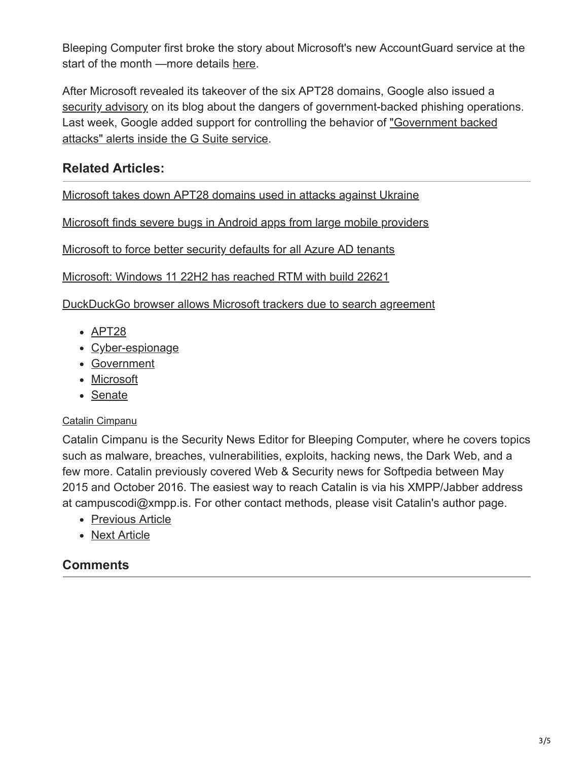Bleeping Computer first broke the story about Microsoft's new AccountGuard service at the start of the month —more details here.

After Microsoft revealed its takeover of the six APT28 domains, Google also issued a security advisory on its blog about the dangers of government-backed phishing operations. Last week, Google added support for controlling the behavior of "Government backed attacks" alerts inside the G Suite service.

### Related Articles:

Microsoft takes down APT28 domains used in attacks against Ukraine

Microsoft finds severe bugs in Android apps from large mobile providers

Microsoft to force better security defaults for all Azure AD tenants

Microsoft: Windows 11 22H2 has reached RTM with build 22621

DuckDuckGo browser allows Microsoft trackers due to search agreement

- APT28
- Cyber-espionage
- Government
- Microsoft
- Senate

Catalin Cimpanu

Catalin Cimpanu is the Security News Editor for Bleeping Computer, where he covers topics such as malware, breaches, vulnerabilities, exploits, hacking news, the Dark Web, and a few more. Catalin previously covered Web & Security news for Softpedia between May 2015 and October 2016. The easiest way to reach Catalin is via his XMPP/Jabber address at campuscodi@xmpp.is. For other contact methods, please visit Catalin's author page.

- Previous Article
- Next Article

### Comments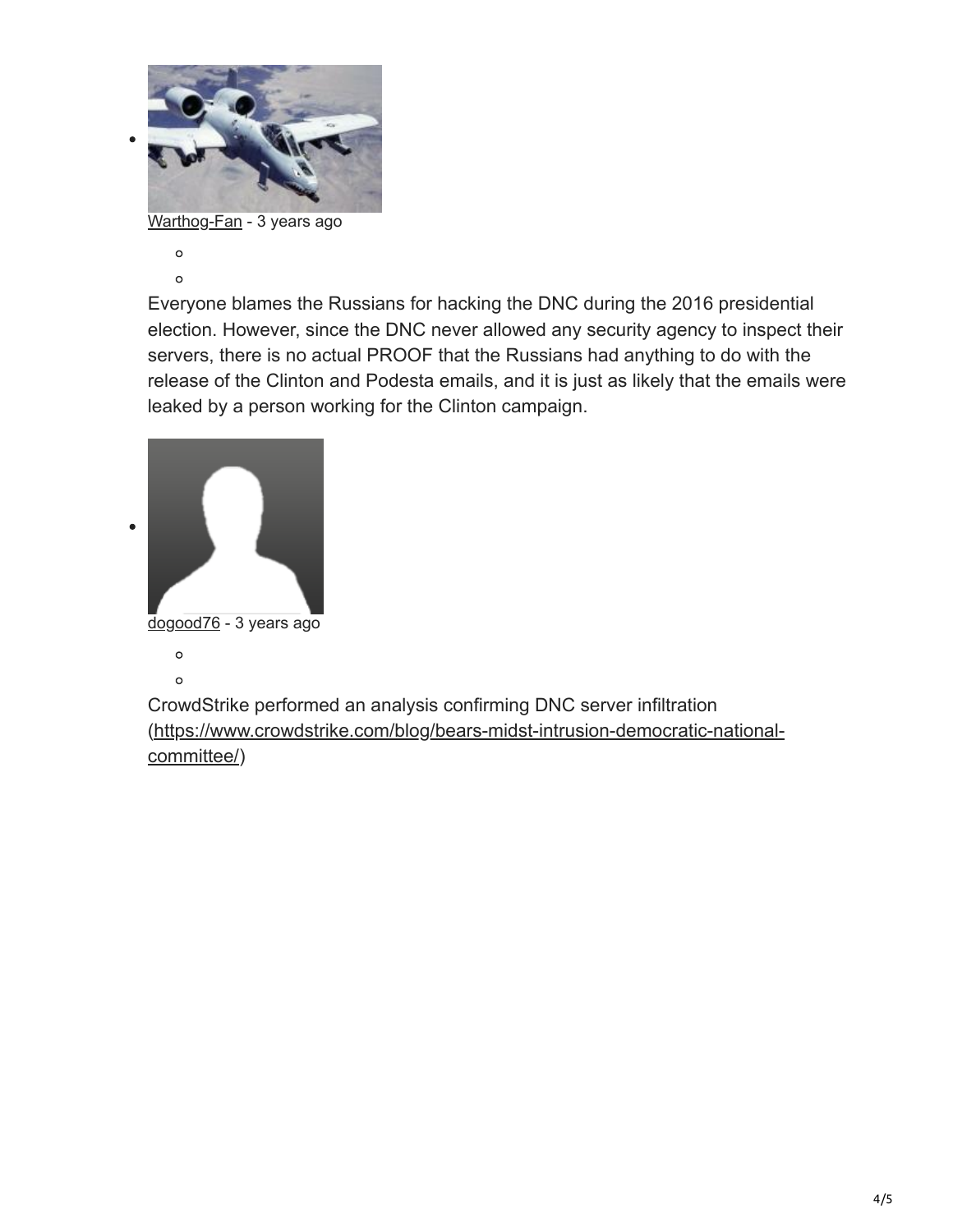- Warthog-Fan - 3 years ago

  Everyone blames the Russians for hacking the DNC during the 2016 presidential election. However, since the DNC never allowed any security agency to inspect their servers, there is no actual PROOF that the Russians had anything to do with the release of the Clinton and Podesta emails, and it is just as likely that the emails were leaked by a person working for the Clinton campaign.

- dogood76 - 3 years ago

  CrowdStrike performed an analysis confirming DNC server infiltration (https://www.crowdstrike.com/blog/bears-midst-intrusion-democratic-national-committee/)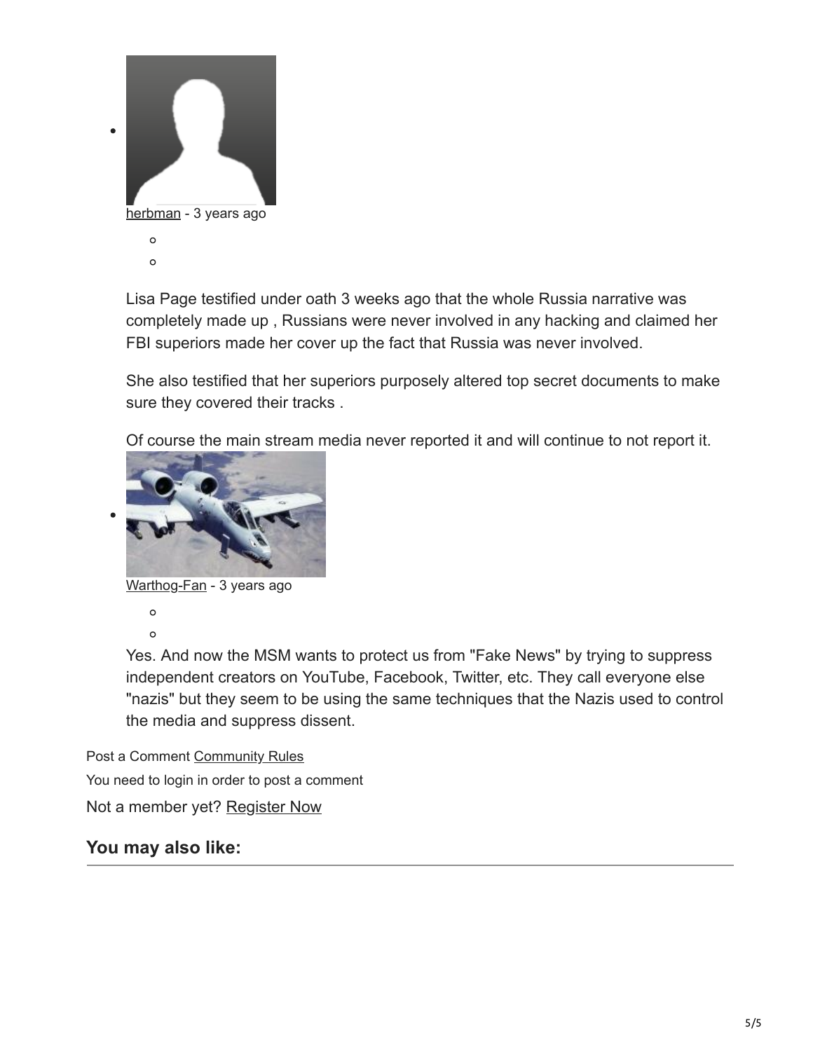- herbman - 3 years ago

  Lisa Page testified under oath 3 weeks ago that the whole Russia narrative was completely made up , Russians were never involved in any hacking and claimed her FBI superiors made her cover up the fact that Russia was never involved.

  She also testified that her superiors purposely altered top secret documents to make sure they covered their tracks .

  Of course the main stream media never reported it and will continue to not report it.

- Warthog-Fan - 3 years ago

  Yes. And now the MSM wants to protect us from "Fake News" by trying to suppress independent creators on YouTube, Facebook, Twitter, etc. They call everyone else "nazis" but they seem to be using the same techniques that the Nazis used to control the media and suppress dissent.

Post a Comment Community Rules

You need to login in order to post a comment

Not a member yet? Register Now

## You may also like: